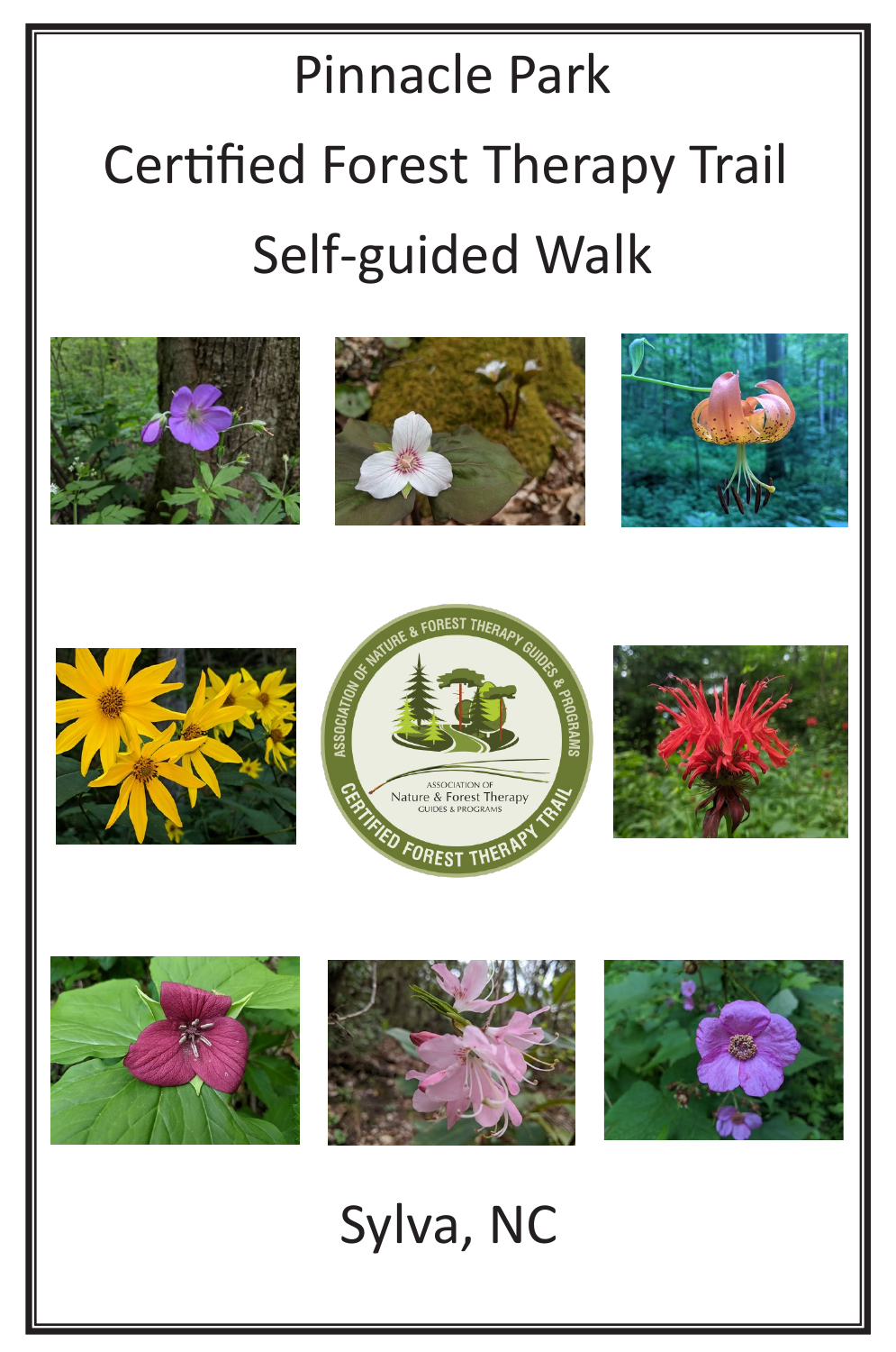# Pinnacle Park

# Certified Forest Therapy Trail

# Self-guided Walk

Sylva, NC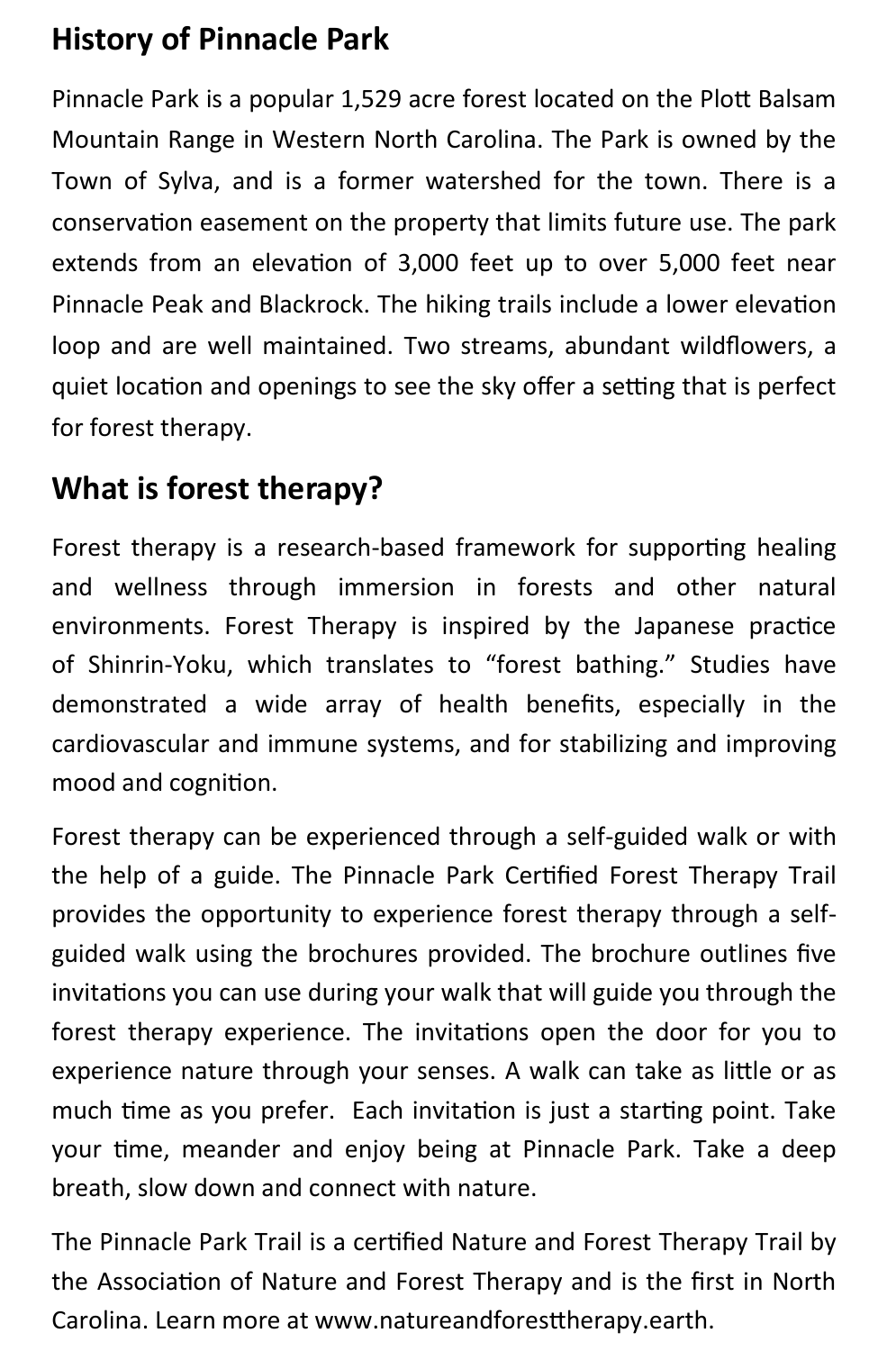## History of Pinnacle Park

Pinnacle Park is a popular 1,529 acre forest located on the Plott Balsam Mountain Range in Western North Carolina. The Park is owned by the Town of Sylva, and is a former watershed for the town. There is a conservation easement on the property that limits future use. The park extends from an elevation of 3,000 feet up to over 5,000 feet near Pinnacle Peak and Blackrock. The hiking trails include a lower elevation loop and are well maintained. Two streams, abundant wildflowers, a quiet location and openings to see the sky offer a setting that is perfect for forest therapy.

## What is forest therapy?

Forest therapy is a research-based framework for supporting healing and wellness through immersion in forests and other natural environments. Forest Therapy is inspired by the Japanese practice of Shinrin-Yoku, which translates to "forest bathing." Studies have demonstrated a wide array of health benefits, especially in the cardiovascular and immune systems, and for stabilizing and improving mood and cognition.

Forest therapy can be experienced through a self-guided walk or with the help of a guide. The Pinnacle Park Certified Forest Therapy Trail provides the opportunity to experience forest therapy through a self-guided walk using the brochures provided. The brochure outlines five invitations you can use during your walk that will guide you through the forest therapy experience. The invitations open the door for you to experience nature through your senses. A walk can take as little or as much time as you prefer. Each invitation is just a starting point. Take your time, meander and enjoy being at Pinnacle Park. Take a deep breath, slow down and connect with nature.

The Pinnacle Park Trail is a certified Nature and Forest Therapy Trail by the Association of Nature and Forest Therapy and is the first in North Carolina. Learn more at www.natureandforesttherapy.earth.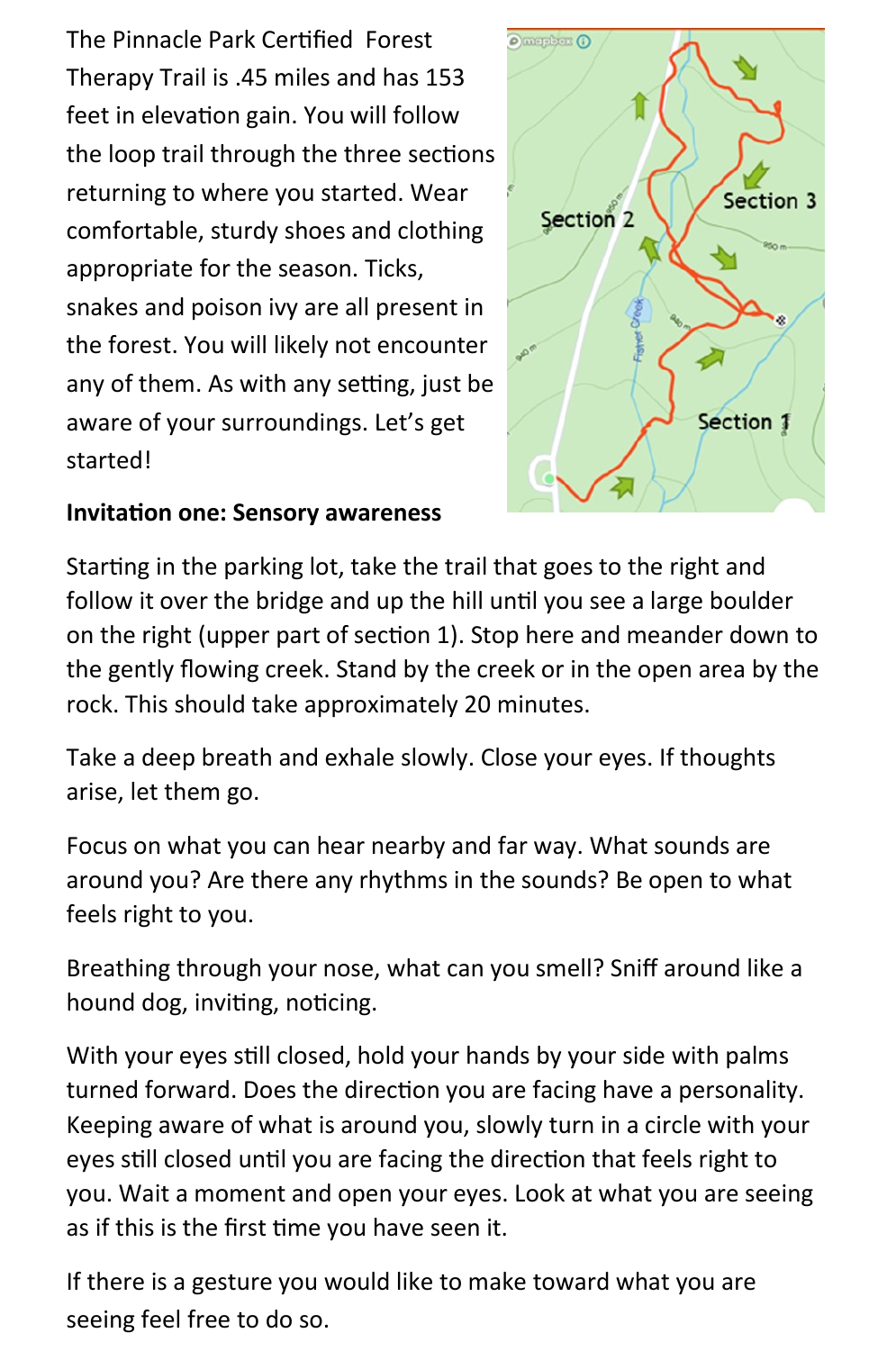The Pinnacle Park Certified Forest Therapy Trail is .45 miles and has 153 feet in elevation gain. You will follow the loop trail through the three sections returning to where you started. Wear comfortable, sturdy shoes and clothing appropriate for the season. Ticks, snakes and poison ivy are all present in the forest. You will likely not encounter any of them. As with any setting, just be aware of your surroundings. Let's get started!

**Invitation one: Sensory awareness**

Starting in the parking lot, take the trail that goes to the right and follow it over the bridge and up the hill until you see a large boulder on the right (upper part of section 1). Stop here and meander down to the gently flowing creek. Stand by the creek or in the open area by the rock. This should take approximately 20 minutes.

Take a deep breath and exhale slowly. Close your eyes. If thoughts arise, let them go.

Focus on what you can hear nearby and far way. What sounds are around you? Are there any rhythms in the sounds? Be open to what feels right to you.

Breathing through your nose, what can you smell? Sniff around like a hound dog, inviting, noticing.

With your eyes still closed, hold your hands by your side with palms turned forward. Does the direction you are facing have a personality. Keeping aware of what is around you, slowly turn in a circle with your eyes still closed until you are facing the direction that feels right to you. Wait a moment and open your eyes. Look at what you are seeing as if this is the first time you have seen it.

If there is a gesture you would like to make toward what you are seeing feel free to do so.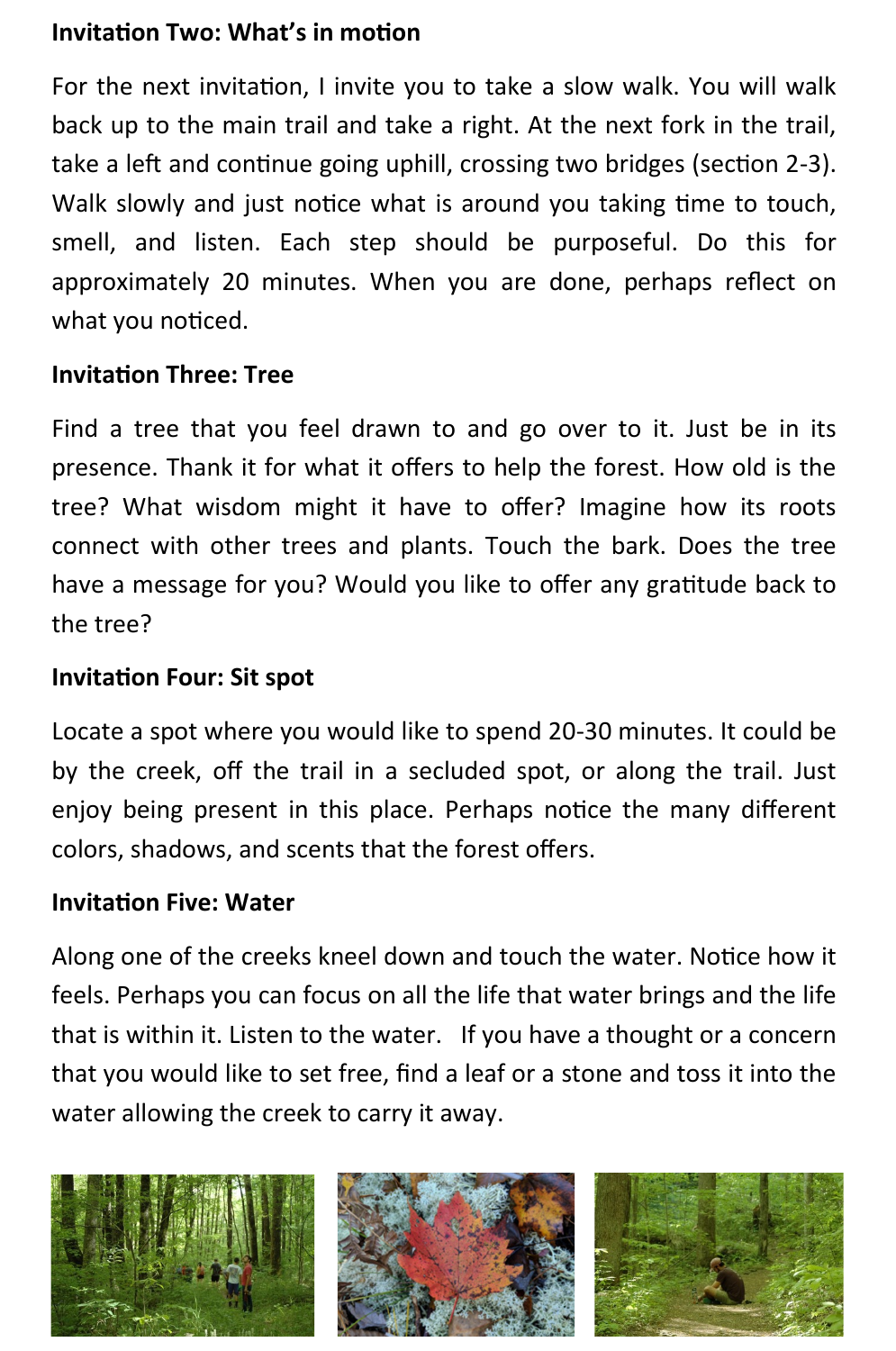**Invitation Two: What's in motion**

For the next invitation, I invite you to take a slow walk. You will walk back up to the main trail and take a right. At the next fork in the trail, take a left and continue going uphill, crossing two bridges (section 2-3). Walk slowly and just notice what is around you taking time to touch, smell, and listen. Each step should be purposeful. Do this for approximately 20 minutes. When you are done, perhaps reflect on what you noticed.

**Invitation Three: Tree**

Find a tree that you feel drawn to and go over to it. Just be in its presence. Thank it for what it offers to help the forest. How old is the tree? What wisdom might it have to offer? Imagine how its roots connect with other trees and plants. Touch the bark. Does the tree have a message for you? Would you like to offer any gratitude back to the tree?

**Invitation Four: Sit spot**

Locate a spot where you would like to spend 20-30 minutes. It could be by the creek, off the trail in a secluded spot, or along the trail. Just enjoy being present in this place. Perhaps notice the many different colors, shadows, and scents that the forest offers.

**Invitation Five: Water**

Along one of the creeks kneel down and touch the water. Notice how it feels. Perhaps you can focus on all the life that water brings and the life that is within it. Listen to the water. If you have a thought or a concern that you would like to set free, find a leaf or a stone and toss it into the water allowing the creek to carry it away.